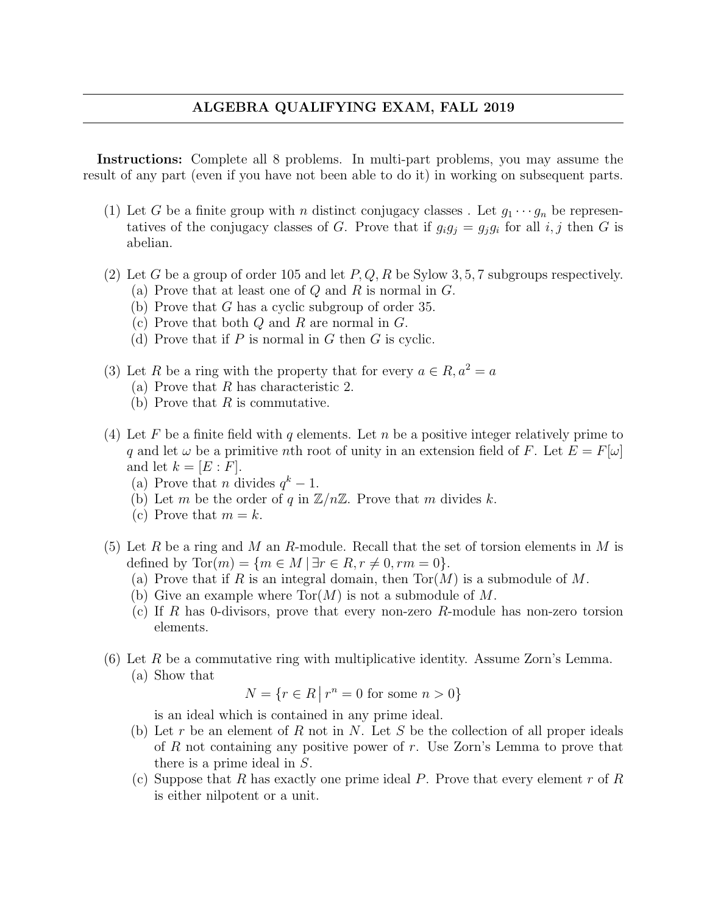## ALGEBRA QUALIFYING EXAM, FALL 2019

**Instructions:** Complete all 8 problems. In multi-part problems, you may assume the result of any part (even if you have not been able to do it) in working on subsequent parts.

(1) Let $G$ be a finite group with $n$ distinct conjugacy classes . Let $g_1 \cdots g_n$ be representatives of the conjugacy classes of $G$. Prove that if $g_i g_j = g_j g_i$ for all $i, j$ then $G$ is abelian.

(2) Let $G$ be a group of order 105 and let $P, Q, R$ be Sylow $3, 5, 7$ subgroups respectively.
  (a) Prove that at least one of $Q$ and $R$ is normal in $G$.
  (b) Prove that $G$ has a cyclic subgroup of order 35.
  (c) Prove that both $Q$ and $R$ are normal in $G$.
  (d) Prove that if $P$ is normal in $G$ then $G$ is cyclic.

(3) Let $R$ be a ring with the property that for every $a \in R, a^2 = a$
  (a) Prove that $R$ has characteristic 2.
  (b) Prove that $R$ is commutative.

(4) Let $F$ be a finite field with $q$ elements. Let $n$ be a positive integer relatively prime to $q$ and let $\omega$ be a primitive $n$th root of unity in an extension field of $F$. Let $E = F[\omega]$ and let $k = [E : F]$.
  (a) Prove that $n$ divides $q^k - 1$.
  (b) Let $m$ be the order of $q$ in $\mathbb{Z}/n\mathbb{Z}$. Prove that $m$ divides $k$.
  (c) Prove that $m = k$.

(5) Let $R$ be a ring and $M$ an $R$-module. Recall that the set of torsion elements in $M$ is defined by $\mathrm{Tor}(m) = \{m \in M \mid \exists r \in R, r \neq 0, rm = 0\}$.
  (a) Prove that if $R$ is an integral domain, then $\mathrm{Tor}(M)$ is a submodule of $M$.
  (b) Give an example where $\mathrm{Tor}(M)$ is not a submodule of $M$.
  (c) If $R$ has 0-divisors, prove that every non-zero $R$-module has non-zero torsion elements.

(6) Let $R$ be a commutative ring with multiplicative identity. Assume Zorn's Lemma.
  (a) Show that
$$N = \{r \in R \mid r^n = 0 \text{ for some } n > 0\}$$
  is an ideal which is contained in any prime ideal.
  (b) Let $r$ be an element of $R$ not in $N$. Let $S$ be the collection of all proper ideals of $R$ not containing any positive power of $r$. Use Zorn's Lemma to prove that there is a prime ideal in $S$.
  (c) Suppose that $R$ has exactly one prime ideal $P$. Prove that every element $r$ of $R$ is either nilpotent or a unit.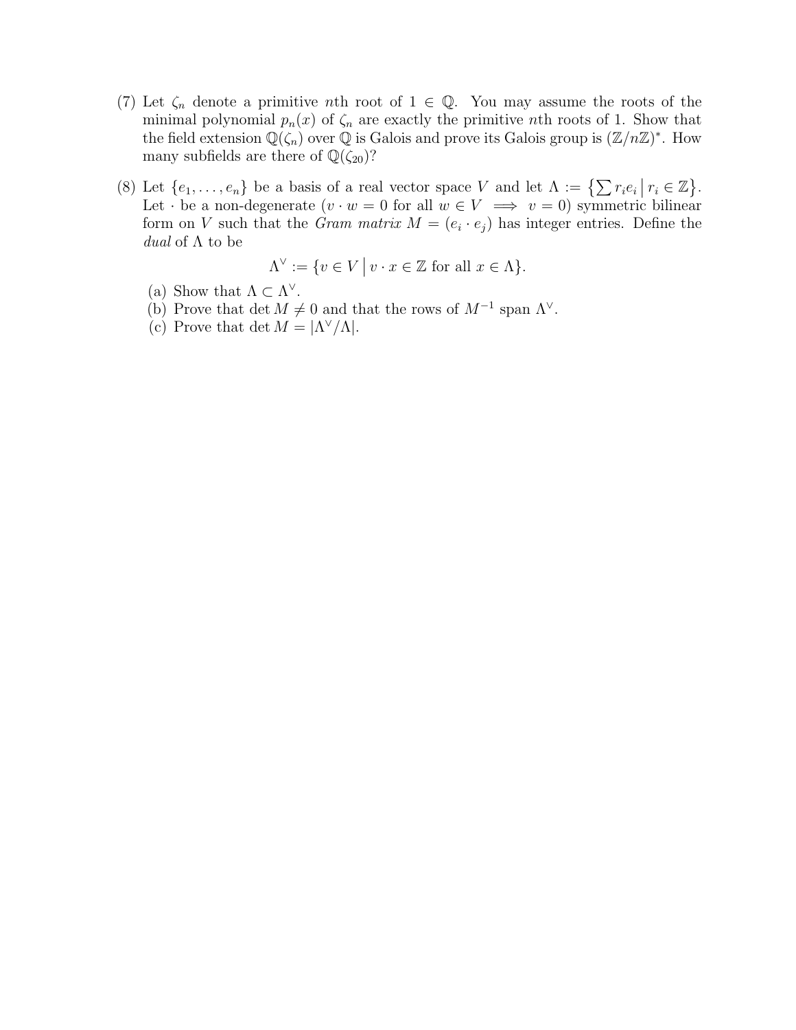(7) Let $\zeta_n$ denote a primitive $n$th root of $1 \in \mathbb{Q}$. You may assume the roots of the minimal polynomial $p_n(x)$ of $\zeta_n$ are exactly the primitive $n$th roots of 1. Show that the field extension $\mathbb{Q}(\zeta_n)$ over $\mathbb{Q}$ is Galois and prove its Galois group is $(\mathbb{Z}/n\mathbb{Z})^*$. How many subfields are there of $\mathbb{Q}(\zeta_{20})$?

(8) Let $\{e_1, \ldots, e_n\}$ be a basis of a real vector space $V$ and let $\Lambda := \{\sum r_i e_i \mid r_i \in \mathbb{Z}\}$. Let $\cdot$ be a non-degenerate ($v \cdot w = 0$ for all $w \in V \implies v = 0$) symmetric bilinear form on $V$ such that the *Gram matrix* $M = (e_i \cdot e_j)$ has integer entries. Define the *dual* of $\Lambda$ to be

$$\Lambda^\vee := \{v \in V \mid v \cdot x \in \mathbb{Z} \text{ for all } x \in \Lambda\}.$$

(a) Show that $\Lambda \subset \Lambda^\vee$.
(b) Prove that $\det M \neq 0$ and that the rows of $M^{-1}$ span $\Lambda^\vee$.
(c) Prove that $\det M = |\Lambda^\vee / \Lambda|$.